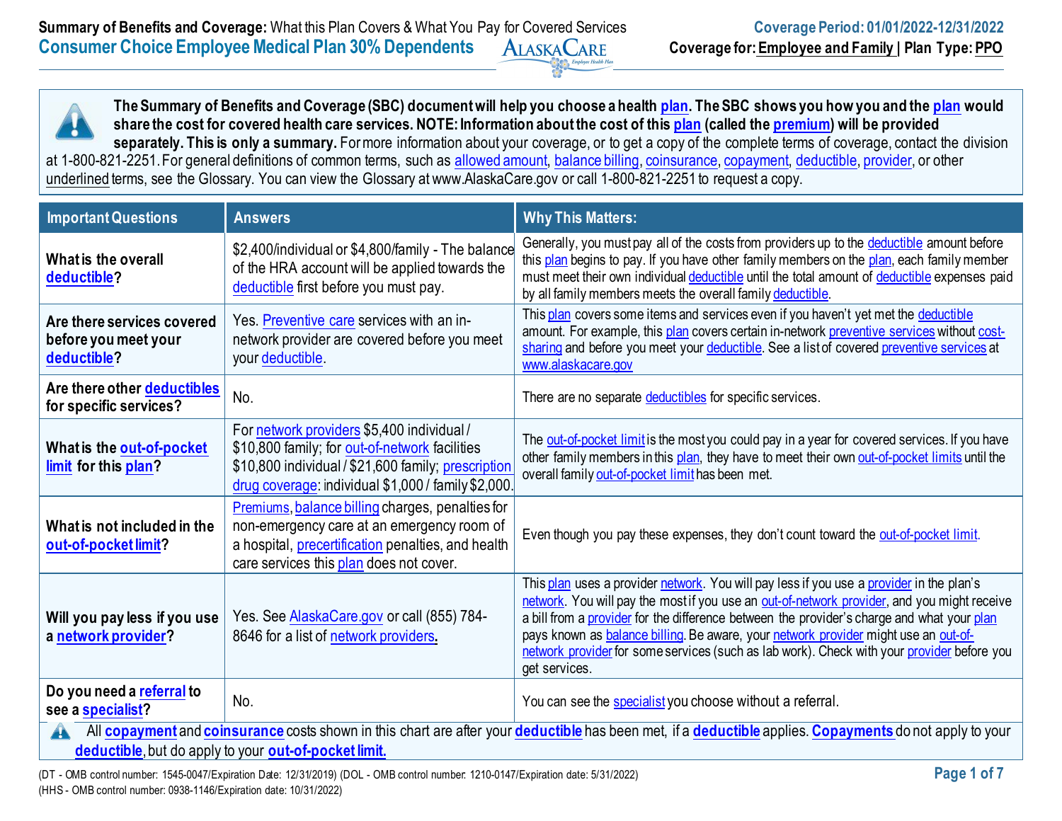**Summary of Benefits and Coverage:** What this Plan Covers & What You Pay for Covered Services

**Coverage Period: 01/01/2022-12/31/2022**

## Consumer Choice Employee Medical Plan 30% Dependents

**Coverage for:** Employee and Family | **Plan Type:** PPO

**The Summary of Benefits and Coverage (SBC) document will help you choose a health plan. The SBC shows you how you and the plan would share the cost for covered health care services. NOTE: Information about the cost of this plan (called the premium) will be provided separately. This is only a summary.** For more information about your coverage, or to get a copy of the complete terms of coverage, contact the division at 1-800-821-2251. For general definitions of common terms, such as allowed amount, balance billing, coinsurance, copayment, deductible, provider, or other underlined terms, see the Glossary. You can view the Glossary at www.AlaskaCare.gov or call 1-800-821-2251 to request a copy.

| Important Questions | Answers | Why This Matters: |
|---|---|---|
| **What is the overall deductible?** | $2,400/individual or $4,800/family - The balance of the HRA account will be applied towards the deductible first before you must pay. | Generally, you must pay all of the costs from providers up to the deductible amount before this plan begins to pay. If you have other family members on the plan, each family member must meet their own individual deductible until the total amount of deductible expenses paid by all family members meets the overall family deductible. |
| **Are there services covered before you meet your deductible?** | Yes. Preventive care services with an in-network provider are covered before you meet your deductible. | This plan covers some items and services even if you haven't yet met the deductible amount. For example, this plan covers certain in-network preventive services without cost-sharing and before you meet your deductible. See a list of covered preventive services at www.alaskacare.gov |
| **Are there other deductibles for specific services?** | No. | There are no separate deductibles for specific services. |
| **What is the out-of-pocket limit for this plan?** | For network providers $5,400 individual / $10,800 family; for out-of-network facilities $10,800 individual / $21,600 family; prescription drug coverage: individual $1,000 / family $2,000. | The out-of-pocket limit is the most you could pay in a year for covered services. If you have other family members in this plan, they have to meet their own out-of-pocket limits until the overall family out-of-pocket limit has been met. |
| **What is not included in the out-of-pocket limit?** | Premiums, balance billing charges, penalties for non-emergency care at an emergency room of a hospital, precertification penalties, and health care services this plan does not cover. | Even though you pay these expenses, they don't count toward the out-of-pocket limit. |
| **Will you pay less if you use a network provider?** | Yes. See AlaskaCare.gov or call (855) 784-8646 for a list of network providers. | This plan uses a provider network. You will pay less if you use a provider in the plan's network. You will pay the most if you use an out-of-network provider, and you might receive a bill from a provider for the difference between the provider's charge and what your plan pays known as balance billing. Be aware, your network provider might use an out-of-network provider for some services (such as lab work). Check with your provider before you get services. |
| **Do you need a referral to see a specialist?** | No. | You can see the specialist you choose without a referral. |

All **copayment** and **coinsurance** costs shown in this chart are after your **deductible** has been met, if a **deductible** applies. **Copayments** do not apply to your **deductible**, but do apply to your **out-of-pocket limit.**

(DT - OMB control number: 1545-0047/Expiration Date: 12/31/2019) (DOL - OMB control number: 1210-0147/Expiration date: 5/31/2022)
(HHS - OMB control number: 0938-1146/Expiration date: 10/31/2022)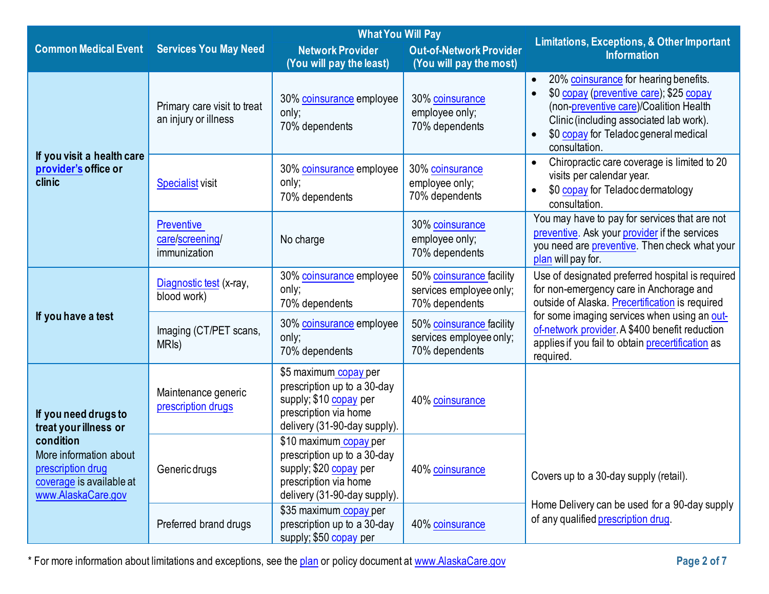| Common Medical Event | Services You May Need | What You Will Pay | | Limitations, Exceptions, & Other Important Information |
|---|---|---|---|---|
| | | Network Provider (You will pay the least) | Out-of-Network Provider (You will pay the most) | |
| If you visit a health care provider's office or clinic | Primary care visit to treat an injury or illness | 30% coinsurance employee only; 70% dependents | 30% coinsurance employee only; 70% dependents | • 20% coinsurance for hearing benefits. • $0 copay (preventive care); $25 copay (non-preventive care)/Coalition Health Clinic (including associated lab work). • $0 copay for Teladoc general medical consultation. |
| | Specialist visit | 30% coinsurance employee only; 70% dependents | 30% coinsurance employee only; 70% dependents | • Chiropractic care coverage is limited to 20 visits per calendar year. • $0 copay for Teladoc dermatology consultation. |
| | Preventive care/screening/ immunization | No charge | 30% coinsurance employee only; 70% dependents | You may have to pay for services that are not preventive. Ask your provider if the services you need are preventive. Then check what your plan will pay for. |
| If you have a test | Diagnostic test (x-ray, blood work) | 30% coinsurance employee only; 70% dependents | 50% coinsurance facility services employee only; 70% dependents | Use of designated preferred hospital is required for non-emergency care in Anchorage and outside of Alaska. Precertification is required for some imaging services when using an out-of-network provider. A $400 benefit reduction applies if you fail to obtain precertification as required. |
| | Imaging (CT/PET scans, MRIs) | 30% coinsurance employee only; 70% dependents | 50% coinsurance facility services employee only; 70% dependents | |
| If you need drugs to treat your illness or condition More information about prescription drug coverage is available at www.AlaskaCare.gov | Maintenance generic prescription drugs | $5 maximum copay per prescription up to a 30-day supply; $10 copay per prescription via home delivery (31-90-day supply). | 40% coinsurance | Covers up to a 30-day supply (retail). Home Delivery can be used for a 90-day supply of any qualified prescription drug. |
| | Generic drugs | $10 maximum copay per prescription up to a 30-day supply; $20 copay per prescription via home delivery (31-90-day supply). | 40% coinsurance | |
| | Preferred brand drugs | $35 maximum copay per prescription up to a 30-day supply; $50 copay per | 40% coinsurance | |

* For more information about limitations and exceptions, see the plan or policy document at www.AlaskaCare.gov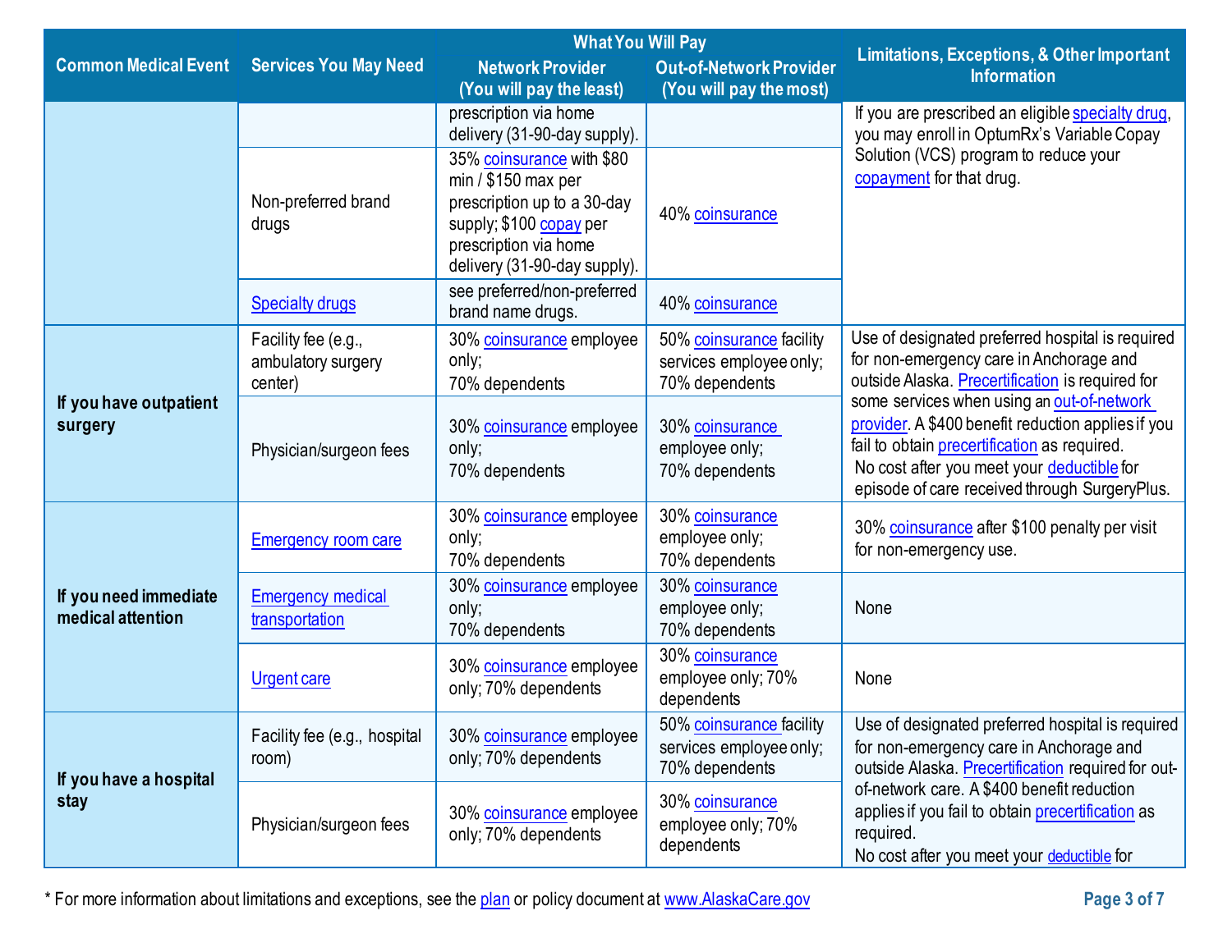| Common Medical Event | Services You May Need | What You Will Pay Network Provider (You will pay the least) | What You Will Pay Out-of-Network Provider (You will pay the most) | Limitations, Exceptions, & Other Important Information |
|---|---|---|---|---|
| | | prescription via home delivery (31-90-day supply). | | If you are prescribed an eligible specialty drug, you may enroll in OptumRx's Variable Copay Solution (VCS) program to reduce your copayment for that drug. |
| | Non-preferred brand drugs | 35% coinsurance with $80 min / $150 max per prescription up to a 30-day supply; $100 copay per prescription via home delivery (31-90-day supply). | 40% coinsurance | |
| | Specialty drugs | see preferred/non-preferred brand name drugs. | 40% coinsurance | |
| If you have outpatient surgery | Facility fee (e.g., ambulatory surgery center) | 30% coinsurance employee only; 70% dependents | 50% coinsurance facility services employee only; 70% dependents | Use of designated preferred hospital is required for non-emergency care in Anchorage and outside Alaska. Precertification is required for some services when using an out-of-network provider. A $400 benefit reduction applies if you fail to obtain precertification as required. No cost after you meet your deductible for episode of care received through SurgeryPlus. |
| | Physician/surgeon fees | 30% coinsurance employee only; 70% dependents | 30% coinsurance employee only; 70% dependents | |
| If you need immediate medical attention | Emergency room care | 30% coinsurance employee only; 70% dependents | 30% coinsurance employee only; 70% dependents | 30% coinsurance after $100 penalty per visit for non-emergency use. |
| | Emergency medical transportation | 30% coinsurance employee only; 70% dependents | 30% coinsurance employee only; 70% dependents | None |
| | Urgent care | 30% coinsurance employee only; 70% dependents | 30% coinsurance employee only; 70% dependents | None |
| If you have a hospital stay | Facility fee (e.g., hospital room) | 30% coinsurance employee only; 70% dependents | 50% coinsurance facility services employee only; 70% dependents | Use of designated preferred hospital is required for non-emergency care in Anchorage and outside Alaska. Precertification required for out-of-network care. A $400 benefit reduction applies if you fail to obtain precertification as required. No cost after you meet your deductible for |
| | Physician/surgeon fees | 30% coinsurance employee only; 70% dependents | 30% coinsurance employee only; 70% dependents | |

\* For more information about limitations and exceptions, see the plan or policy document at www.AlaskaCare.gov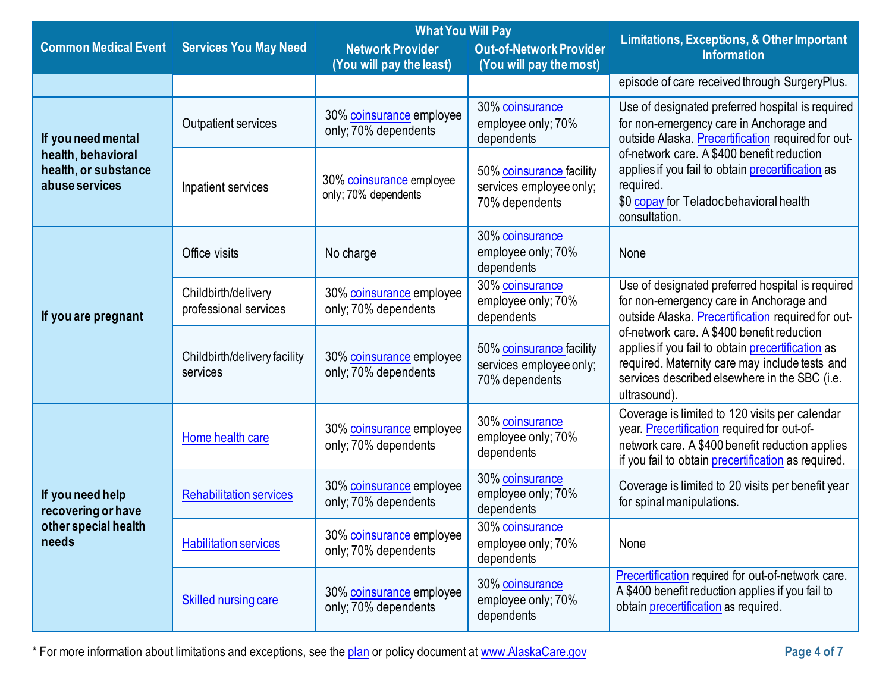| Common Medical Event | Services You May Need | What You Will Pay | | Limitations, Exceptions, & Other Important Information |
|---|---|---|---|---|
| | | Network Provider (You will pay the least) | Out-of-Network Provider (You will pay the most) | |
| | | | | episode of care received through SurgeryPlus. |
| If you need mental health, behavioral health, or substance abuse services | Outpatient services | 30% coinsurance employee only; 70% dependents | 30% coinsurance employee only; 70% dependents | Use of designated preferred hospital is required for non-emergency care in Anchorage and outside Alaska. Precertification required for out-of-network care. A $400 benefit reduction applies if you fail to obtain precertification as required. $0 copay for Teladoc behavioral health consultation. |
| | Inpatient services | 30% coinsurance employee only; 70% dependents | 50% coinsurance facility services employee only; 70% dependents | |
| If you are pregnant | Office visits | No charge | 30% coinsurance employee only; 70% dependents | None |
| | Childbirth/delivery professional services | 30% coinsurance employee only; 70% dependents | 30% coinsurance employee only; 70% dependents | Use of designated preferred hospital is required for non-emergency care in Anchorage and outside Alaska. Precertification required for out-of-network care. A $400 benefit reduction applies if you fail to obtain precertification as required. Maternity care may include tests and services described elsewhere in the SBC (i.e. ultrasound). |
| | Childbirth/delivery facility services | 30% coinsurance employee only; 70% dependents | 50% coinsurance facility services employee only; 70% dependents | |
| If you need help recovering or have other special health needs | Home health care | 30% coinsurance employee only; 70% dependents | 30% coinsurance employee only; 70% dependents | Coverage is limited to 120 visits per calendar year. Precertification required for out-of-network care. A $400 benefit reduction applies if you fail to obtain precertification as required. |
| | Rehabilitation services | 30% coinsurance employee only; 70% dependents | 30% coinsurance employee only; 70% dependents | Coverage is limited to 20 visits per benefit year for spinal manipulations. |
| | Habilitation services | 30% coinsurance employee only; 70% dependents | 30% coinsurance employee only; 70% dependents | None |
| | Skilled nursing care | 30% coinsurance employee only; 70% dependents | 30% coinsurance employee only; 70% dependents | Precertification required for out-of-network care. A $400 benefit reduction applies if you fail to obtain precertification as required. |

\* For more information about limitations and exceptions, see the plan or policy document at www.AlaskaCare.gov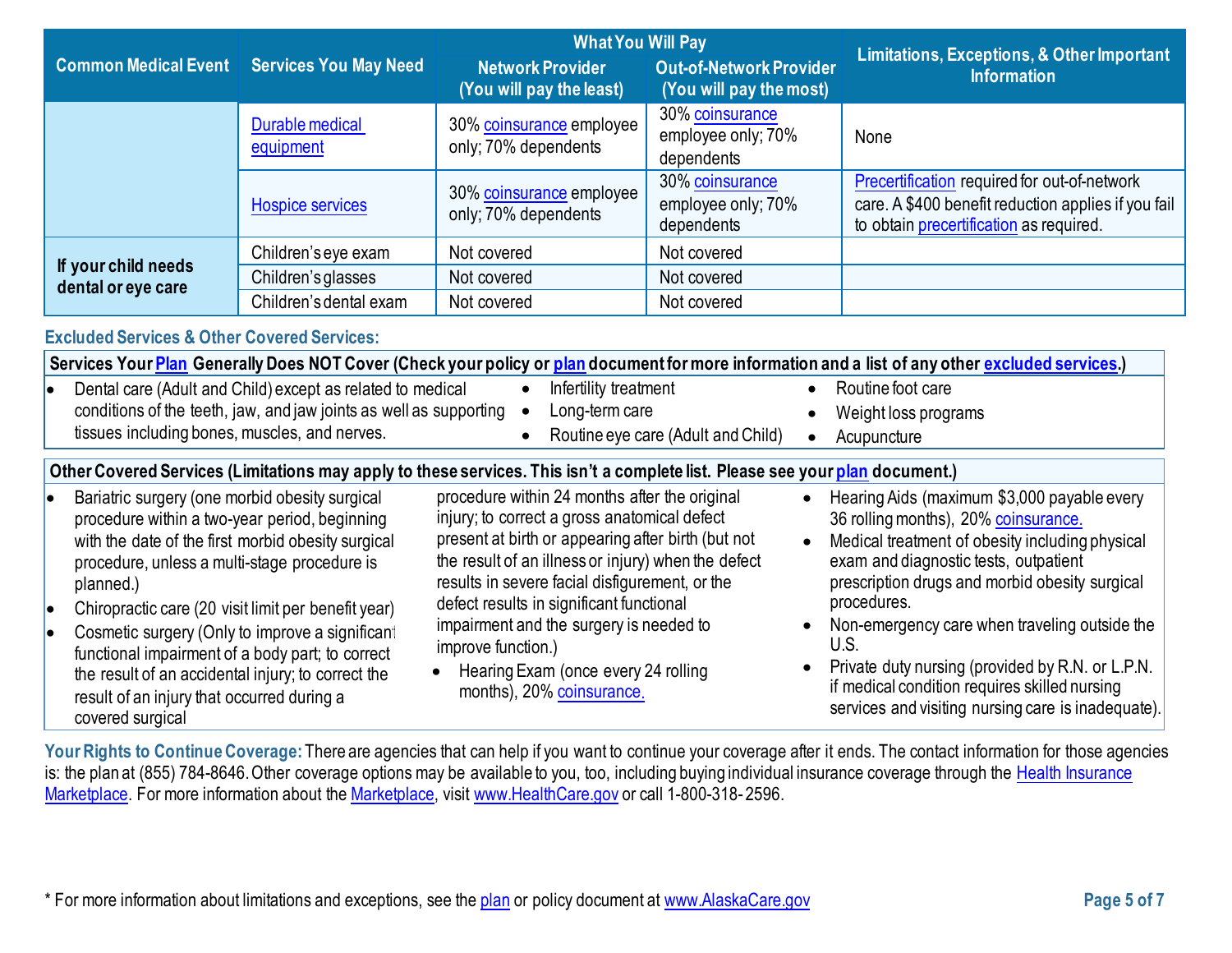| Common Medical Event | Services You May Need | What You Will Pay | | Limitations, Exceptions, & Other Important Information |
|---|---|---|---|---|
| | | Network Provider (You will pay the least) | Out-of-Network Provider (You will pay the most) | |
| | Durable medical equipment | 30% coinsurance employee only; 70% dependents | 30% coinsurance employee only; 70% dependents | None |
| | Hospice services | 30% coinsurance employee only; 70% dependents | 30% coinsurance employee only; 70% dependents | Precertification required for out-of-network care. A $400 benefit reduction applies if you fail to obtain precertification as required. |
| If your child needs dental or eye care | Children's eye exam | Not covered | Not covered | |
| | Children's glasses | Not covered | Not covered | |
| | Children's dental exam | Not covered | Not covered | |

## Excluded Services & Other Covered Services:

**Services Your Plan Generally Does NOT Cover (Check your policy or plan document for more information and a list of any other excluded services.)**

- Dental care (Adult and Child) except as related to medical conditions of the teeth, jaw, and jaw joints as well as supporting tissues including bones, muscles, and nerves.
- Infertility treatment
- Long-term care
- Routine eye care (Adult and Child)
- Routine foot care
- Weight loss programs
- Acupuncture

**Other Covered Services (Limitations may apply to these services. This isn't a complete list. Please see your plan document.)**

- Bariatric surgery (one morbid obesity surgical procedure within a two-year period, beginning with the date of the first morbid obesity surgical procedure, unless a multi-stage procedure is planned.)
- Chiropractic care (20 visit limit per benefit year)
- Cosmetic surgery (Only to improve a significant functional impairment of a body part; to correct the result of an accidental injury; to correct the result of an injury that occurred during a covered surgical procedure within 24 months after the original injury; to correct a gross anatomical defect present at birth or appearing after birth (but not the result of an illness or injury) when the defect results in severe facial disfigurement, or the defect results in significant functional impairment and the surgery is needed to improve function.)
- Hearing Exam (once every 24 rolling months), 20% coinsurance.
- Hearing Aids (maximum $3,000 payable every 36 rolling months), 20% coinsurance.
- Medical treatment of obesity including physical exam and diagnostic tests, outpatient prescription drugs and morbid obesity surgical procedures.
- Non-emergency care when traveling outside the U.S.
- Private duty nursing (provided by R.N. or L.P.N. if medical condition requires skilled nursing services and visiting nursing care is inadequate).

**Your Rights to Continue Coverage:** There are agencies that can help if you want to continue your coverage after it ends. The contact information for those agencies is: the plan at (855) 784-8646. Other coverage options may be available to you, too, including buying individual insurance coverage through the Health Insurance Marketplace. For more information about the Marketplace, visit www.HealthCare.gov or call 1-800-318-2596.

* For more information about limitations and exceptions, see the plan or policy document at www.AlaskaCare.gov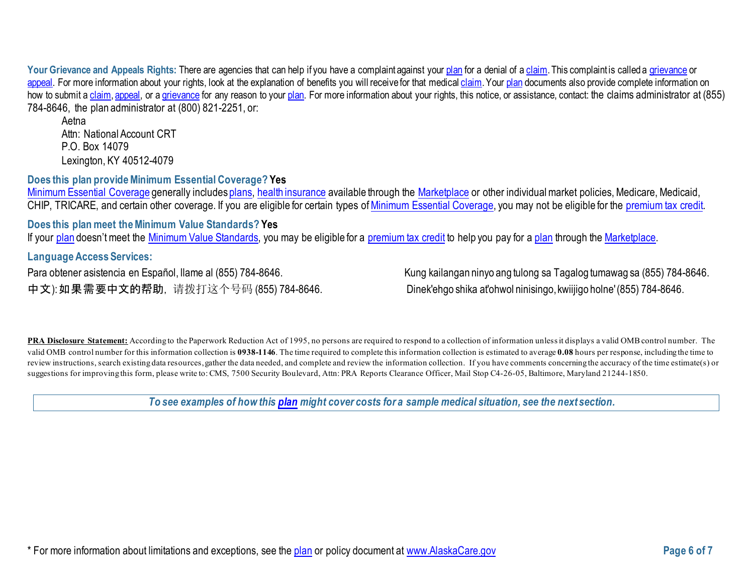**Your Grievance and Appeals Rights:** There are agencies that can help if you have a complaint against your plan for a denial of a claim. This complaint is called a grievance or appeal. For more information about your rights, look at the explanation of benefits you will receive for that medical claim. Your plan documents also provide complete information on how to submit a claim, appeal, or a grievance for any reason to your plan. For more information about your rights, this notice, or assistance, contact: the claims administrator at (855) 784-8646, the plan administrator at (800) 821-2251, or:

Aetna
Attn: National Account CRT
P.O. Box 14079
Lexington, KY 40512-4079

**Does this plan provide Minimum Essential Coverage? Yes**

Minimum Essential Coverage generally includes plans, health insurance available through the Marketplace or other individual market policies, Medicare, Medicaid, CHIP, TRICARE, and certain other coverage. If you are eligible for certain types of Minimum Essential Coverage, you may not be eligible for the premium tax credit.

**Does this plan meet the Minimum Value Standards? Yes**

If your plan doesn't meet the Minimum Value Standards, you may be eligible for a premium tax credit to help you pay for a plan through the Marketplace.

**Language Access Services:**

Para obtener asistencia en Español, llame al (855) 784-8646.

Kung kailangan ninyo ang tulong sa Tagalog tumawag sa (855) 784-8646.

中文): 如果需要中文的帮助，请拨打这个号码 (855) 784-8646.

Dinek'ehgo shika at'ohwol ninisingo, kwiijigo holne' (855) 784-8646.

**PRA Disclosure Statement:** According to the Paperwork Reduction Act of 1995, no persons are required to respond to a collection of information unless it displays a valid OMB control number. The valid OMB control number for this information collection is **0938-1146**. The time required to complete this information collection is estimated to average **0.08** hours per response, including the time to review instructions, search existing data resources, gather the data needed, and complete and review the information collection. If you have comments concerning the accuracy of the time estimate(s) or suggestions for improving this form, please write to: CMS, 7500 Security Boulevard, Attn: PRA Reports Clearance Officer, Mail Stop C4-26-05, Baltimore, Maryland 21244-1850.

***To see examples of how this plan might cover costs for a sample medical situation, see the next section.***

\* For more information about limitations and exceptions, see the plan or policy document at www.AlaskaCare.gov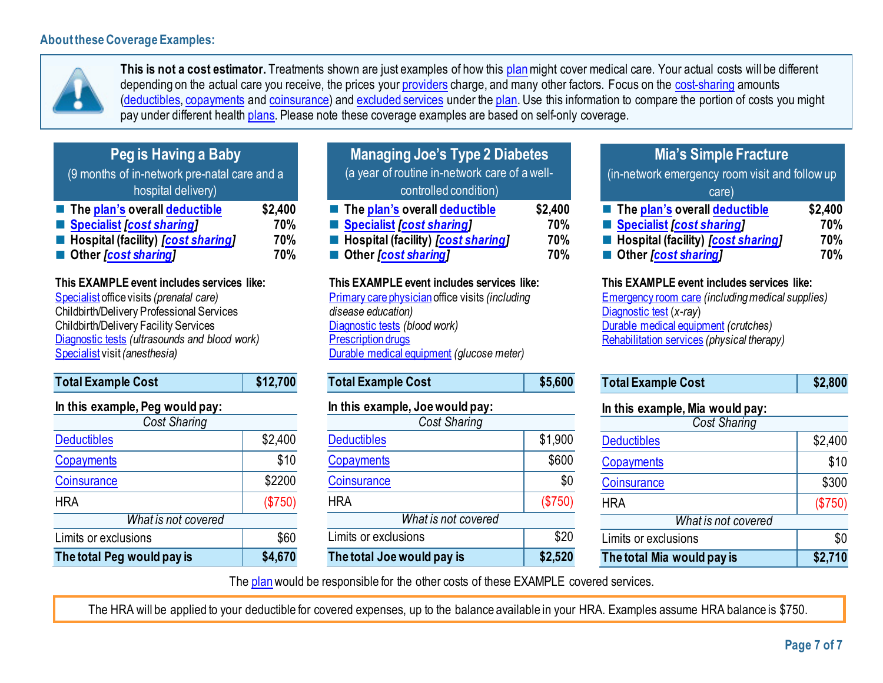## About these Coverage Examples:

**This is not a cost estimator.** Treatments shown are just examples of how this plan might cover medical care. Your actual costs will be different depending on the actual care you receive, the prices your providers charge, and many other factors. Focus on the cost-sharing amounts (deductibles, copayments and coinsurance) and excluded services under the plan. Use this information to compare the portion of costs you might pay under different health plans. Please note these coverage examples are based on self-only coverage.

### Peg is Having a Baby

(9 months of in-network pre-natal care and a hospital delivery)

- **The plan's overall deductible** **$2,400**
- **Specialist [cost sharing]** **70%**
- **Hospital (facility) [cost sharing]** **70%**
- **Other [cost sharing]** **70%**

**This EXAMPLE event includes services like:**

Specialist office visits *(prenatal care)*
Childbirth/Delivery Professional Services
Childbirth/Delivery Facility Services
Diagnostic tests *(ultrasounds and blood work)*
Specialist visit *(anesthesia)*

| **Total Example Cost** | **$12,700** |
|---|---|
| **In this example, Peg would pay:** | |
| *Cost Sharing* | |
| Deductibles | $2,400 |
| Copayments | $10 |
| Coinsurance | $2200 |
| HRA | ($750) |
| *What is not covered* | |
| Limits or exclusions | $60 |
| **The total Peg would pay is** | **$4,670** |

### Managing Joe's Type 2 Diabetes

(a year of routine in-network care of a well-controlled condition)

- **The plan's overall deductible** **$2,400**
- **Specialist [cost sharing]** **70%**
- **Hospital (facility) [cost sharing]** **70%**
- **Other [cost sharing]** **70%**

**This EXAMPLE event includes services like:**

Primary care physician office visits *(including disease education)*
Diagnostic tests *(blood work)*
Prescription drugs
Durable medical equipment *(glucose meter)*

| **Total Example Cost** | **$5,600** |
|---|---|
| **In this example, Joe would pay:** | |
| *Cost Sharing* | |
| Deductibles | $1,900 |
| Copayments | $600 |
| Coinsurance | $0 |
| HRA | ($750) |
| *What is not covered* | |
| Limits or exclusions | $20 |
| **The total Joe would pay is** | **$2,520** |

### Mia's Simple Fracture

(in-network emergency room visit and follow up care)

- **The plan's overall deductible** **$2,400**
- **Specialist [cost sharing]** **70%**
- **Hospital (facility) [cost sharing]** **70%**
- **Other [cost sharing]** **70%**

**This EXAMPLE event includes services like:**

Emergency room care *(including medical supplies)*
Diagnostic test *(x-ray)*
Durable medical equipment *(crutches)*
Rehabilitation services *(physical therapy)*

| **Total Example Cost** | **$2,800** |
|---|---|
| **In this example, Mia would pay:** | |
| *Cost Sharing* | |
| Deductibles | $2,400 |
| Copayments | $10 |
| Coinsurance | $300 |
| HRA | ($750) |
| *What is not covered* | |
| Limits or exclusions | $0 |
| **The total Mia would pay is** | **$2,710** |

The plan would be responsible for the other costs of these EXAMPLE covered services.

The HRA will be applied to your deductible for covered expenses, up to the balance available in your HRA. Examples assume HRA balance is $750.